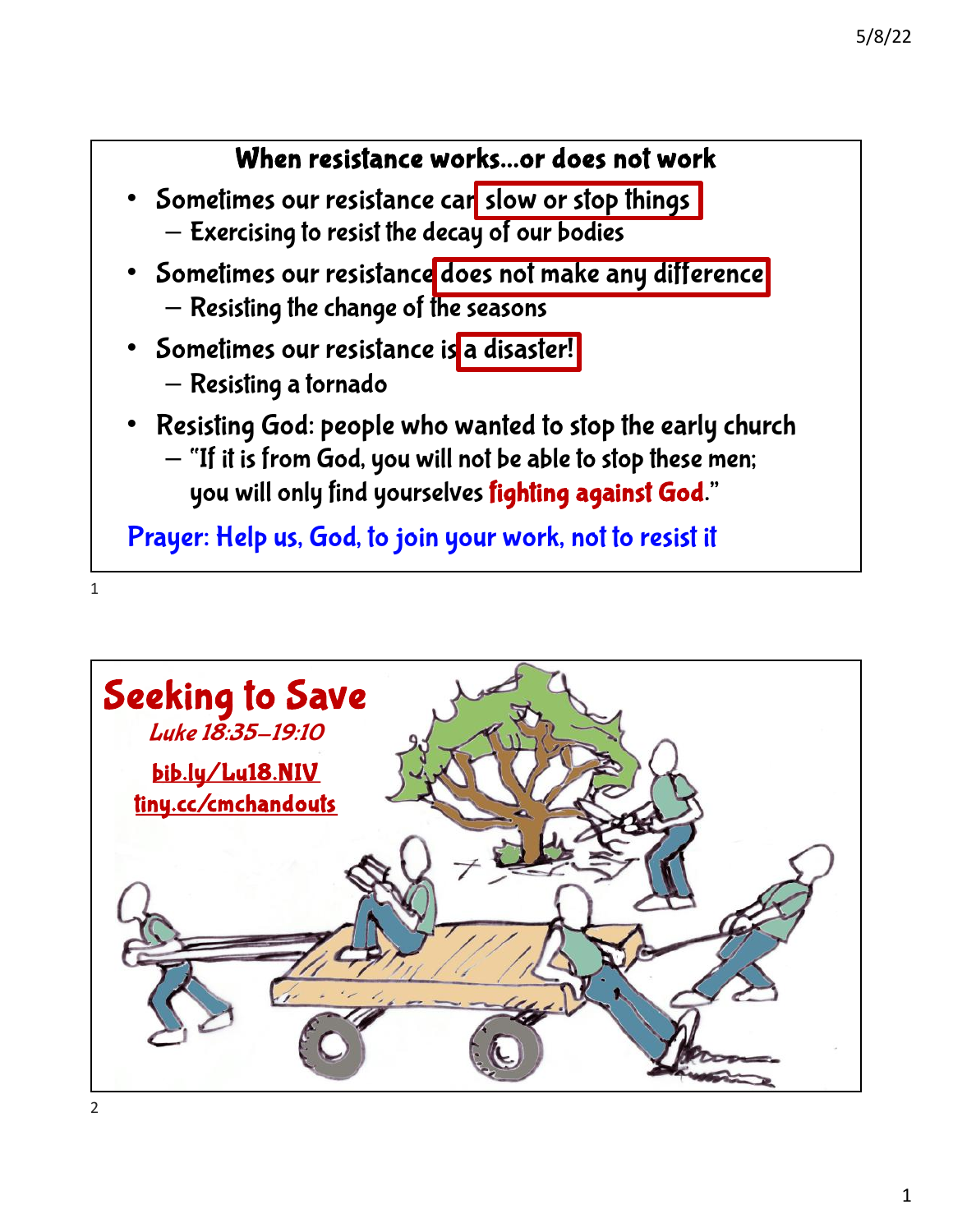## When resistance works…or does not work

- Sometimes our resistance can slow or stop things
  - Exercising to resist the decay of our bodies
- Sometimes our resistance does not make any difference
  - Resisting the change of the seasons
- Sometimes our resistance is a disaster!
  - Resisting a tornado
- Resisting God: people who wanted to stop the early church
  - "If it is from God, you will not be able to stop these men; you will only find yourselves **fighting against God**."

**Prayer: Help us, God, to join your work, not to resist it**

# Seeking to Save

*Luke 18:35–19:10*

bib.ly/Lu18.NIV

tiny.cc/cmchandouts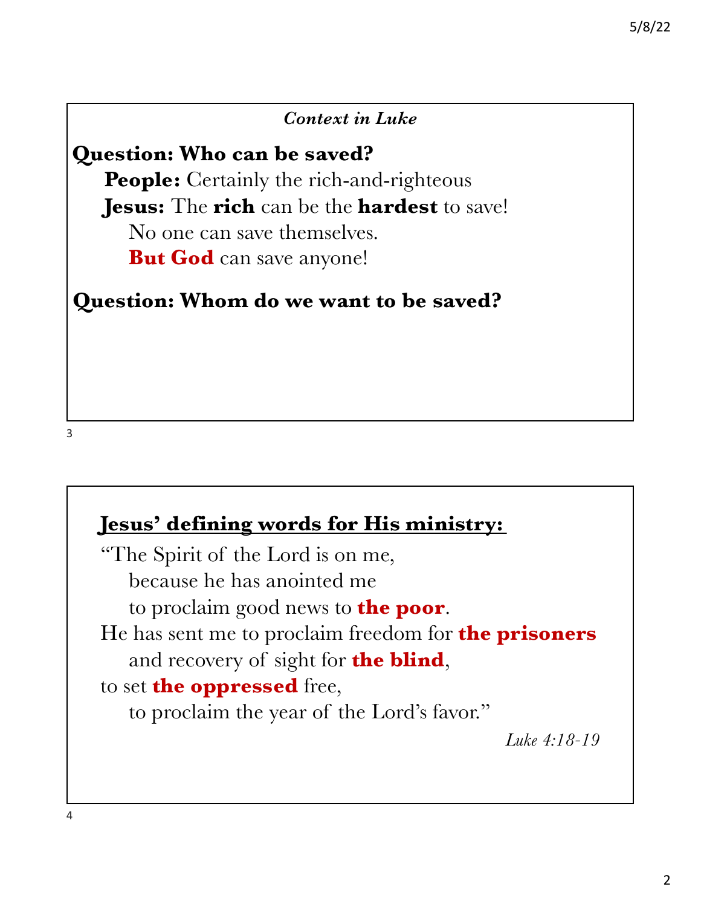*Context in Luke*

**Question: Who can be saved?**

**People:** Certainly the rich-and-righteous

**Jesus:** The **rich** can be the **hardest** to save!

No one can save themselves.

**But God** can save anyone!

**Question: Whom do we want to be saved?**

**Jesus' defining words for His ministry:**

"The Spirit of the Lord is on me,
because he has anointed me
to proclaim good news to **the poor**.
He has sent me to proclaim freedom for **the prisoners**
and recovery of sight for **the blind**,
to set **the oppressed** free,
to proclaim the year of the Lord's favor."

*Luke 4:18-19*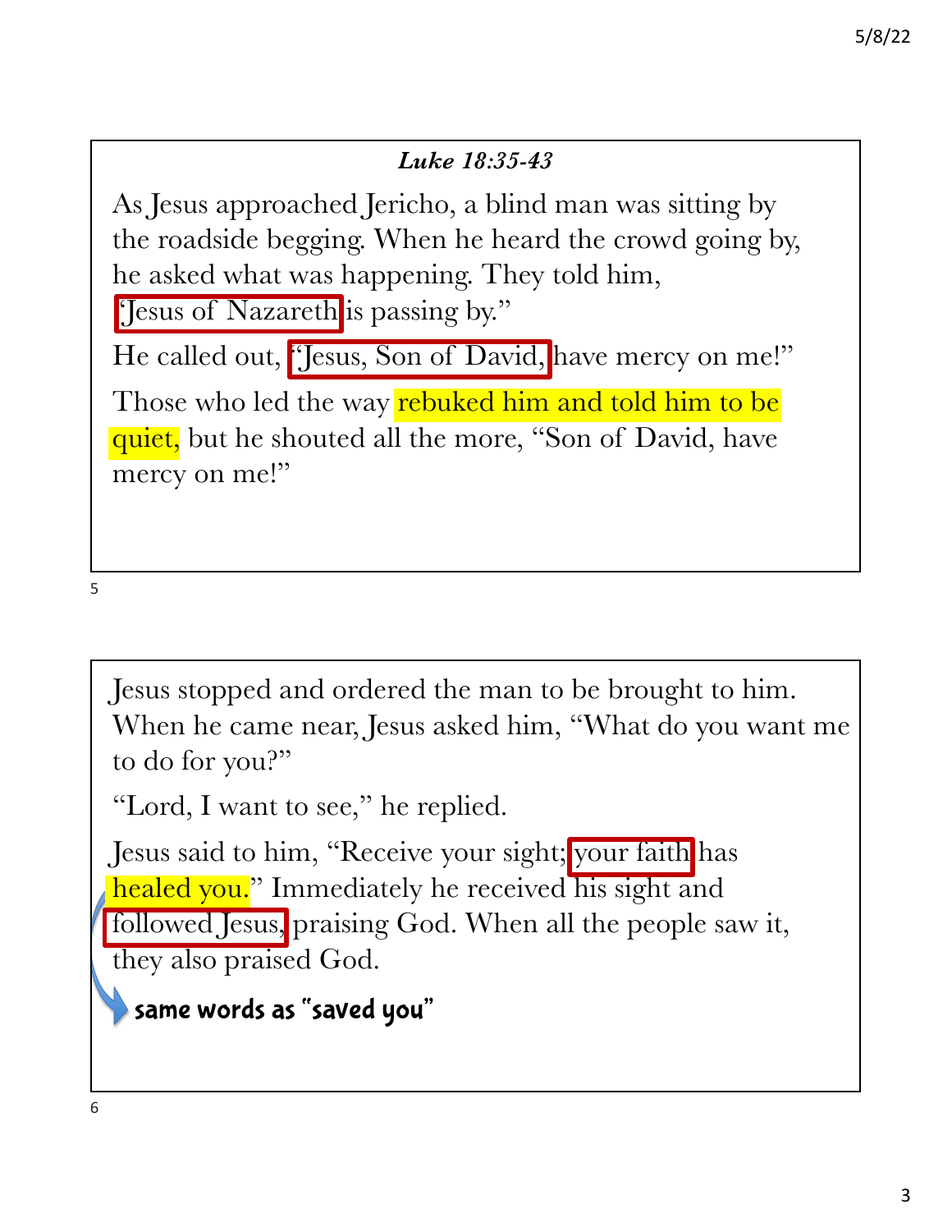***Luke 18:35-43***

As Jesus approached Jericho, a blind man was sitting by the roadside begging. When he heard the crowd going by, he asked what was happening. They told him, "Jesus of Nazareth is passing by."

He called out, "Jesus, Son of David, have mercy on me!"

Those who led the way rebuked him and told him to be quiet, but he shouted all the more, "Son of David, have mercy on me!"

Jesus stopped and ordered the man to be brought to him. When he came near, Jesus asked him, "What do you want me to do for you?"

"Lord, I want to see," he replied.

Jesus said to him, "Receive your sight; your faith has healed you." Immediately he received his sight and followed Jesus, praising God. When all the people saw it, they also praised God.

same words as "saved you"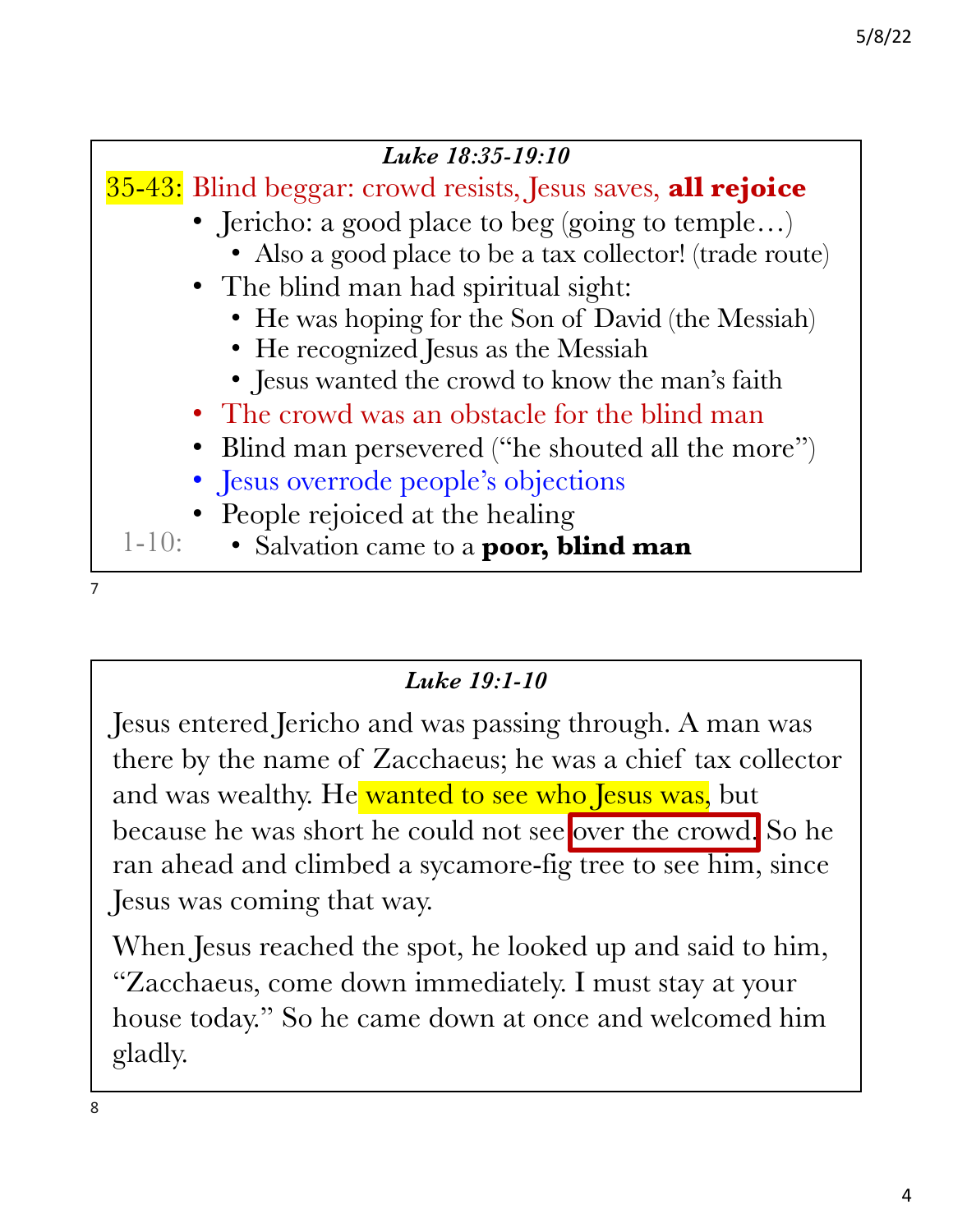***Luke 18:35-19:10***

35-43: Blind beggar: crowd resists, Jesus saves, **all rejoice**

- Jericho: a good place to beg (going to temple…)
  - Also a good place to be a tax collector! (trade route)
- The blind man had spiritual sight:
  - He was hoping for the Son of David (the Messiah)
  - He recognized Jesus as the Messiah
  - Jesus wanted the crowd to know the man's faith
- The crowd was an obstacle for the blind man
- Blind man persevered ("he shouted all the more")
- Jesus overrode people's objections
- People rejoiced at the healing

1-10:
  - Salvation came to a **poor, blind man**

7

***Luke 19:1-10***

Jesus entered Jericho and was passing through. A man was there by the name of Zacchaeus; he was a chief tax collector and was wealthy. He wanted to see who Jesus was, but because he was short he could not see over the crowd. So he ran ahead and climbed a sycamore-fig tree to see him, since Jesus was coming that way.

When Jesus reached the spot, he looked up and said to him, "Zacchaeus, come down immediately. I must stay at your house today." So he came down at once and welcomed him gladly.

8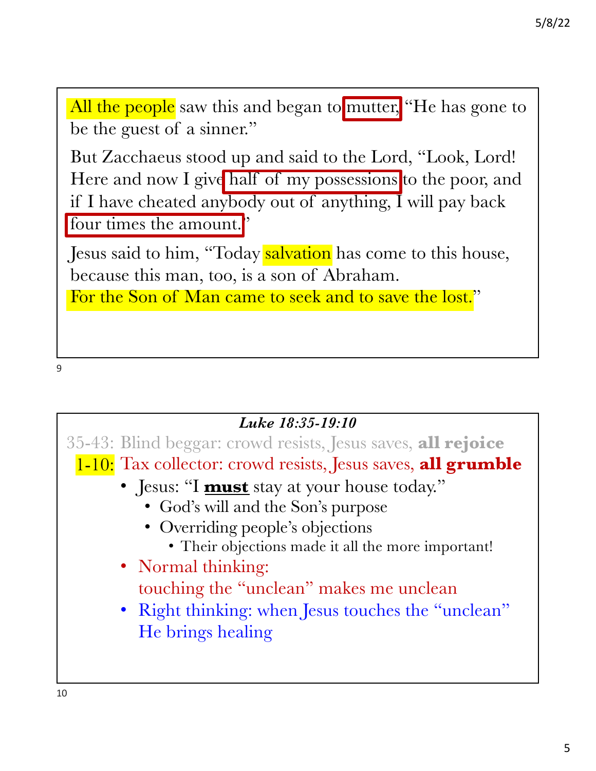All the people saw this and began to mutter, "He has gone to be the guest of a sinner."

But Zacchaeus stood up and said to the Lord, "Look, Lord! Here and now I give half of my possessions to the poor, and if I have cheated anybody out of anything, I will pay back four times the amount."

Jesus said to him, "Today salvation has come to this house, because this man, too, is a son of Abraham.
For the Son of Man came to seek and to save the lost."

***Luke 18:35-19:10***

35-43: Blind beggar: crowd resists, Jesus saves, **all rejoice**

1-10: Tax collector: crowd resists, Jesus saves, **all grumble**

- Jesus: "I **must** stay at your house today."
  - God's will and the Son's purpose
  - Overriding people's objections
    - Their objections made it all the more important!
- Normal thinking:
  touching the "unclean" makes me unclean
- Right thinking: when Jesus touches the "unclean"
  He brings healing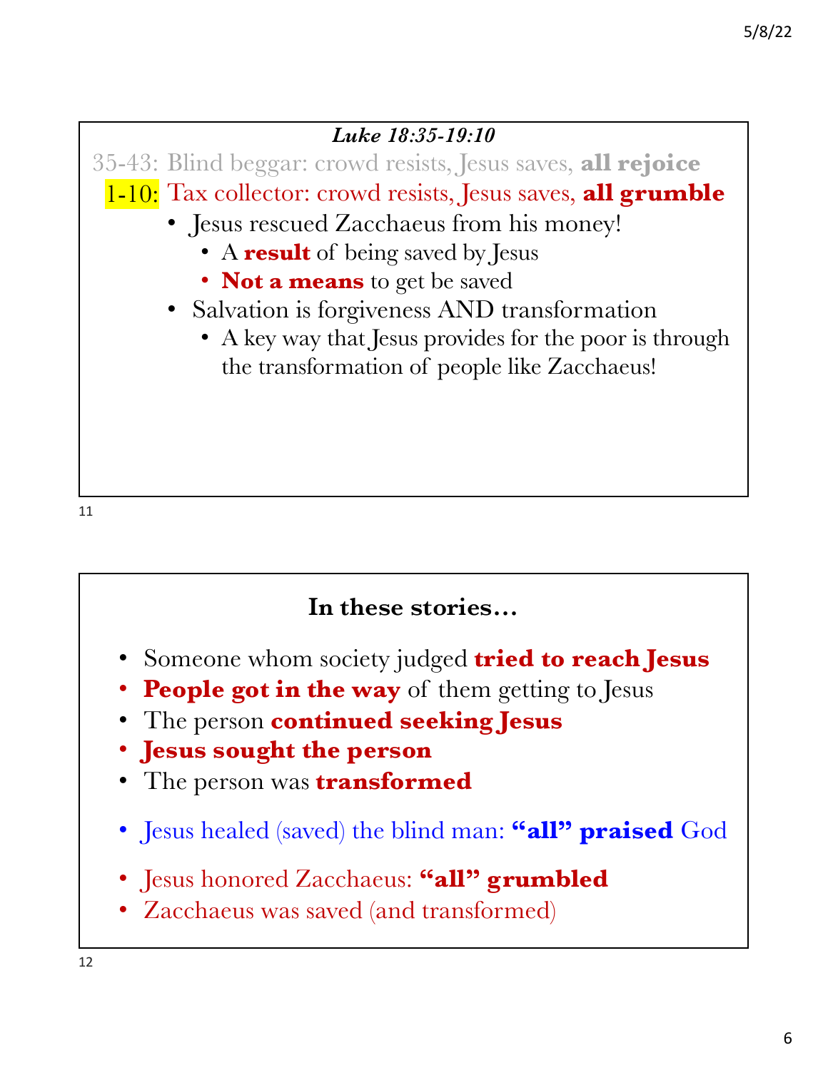### *Luke 18:35-19:10*

35-43: Blind beggar: crowd resists, Jesus saves, **all rejoice**

1-10: Tax collector: crowd resists, Jesus saves, **all grumble**

- Jesus rescued Zacchaeus from his money!
  - A **result** of being saved by Jesus
  - **Not a means** to get be saved
- Salvation is forgiveness AND transformation
  - A key way that Jesus provides for the poor is through the transformation of people like Zacchaeus!

### In these stories…

- Someone whom society judged **tried to reach Jesus**
- **People got in the way** of them getting to Jesus
- The person **continued seeking Jesus**
- **Jesus sought the person**
- The person was **transformed**

- Jesus healed (saved) the blind man: **"all" praised** God

- Jesus honored Zacchaeus: **"all" grumbled**
- Zacchaeus was saved (and transformed)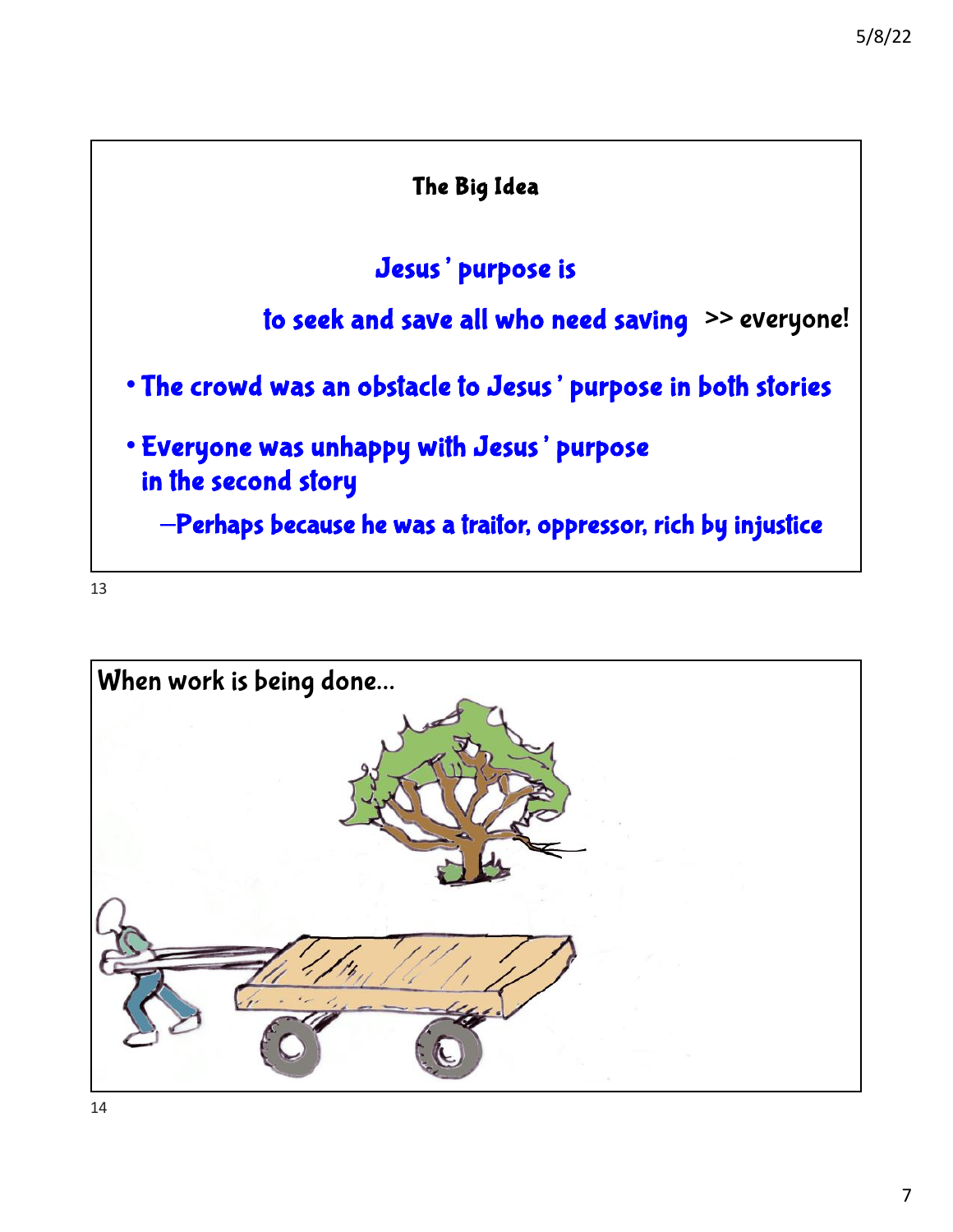## The Big Idea

**Jesus' purpose is**

**to seek and save all who need saving** >> everyone!

- The crowd was an obstacle to Jesus' purpose in both stories
- Everyone was unhappy with Jesus' purpose in the second story
  - –Perhaps because he was a traitor, oppressor, rich by injustice

When work is being done…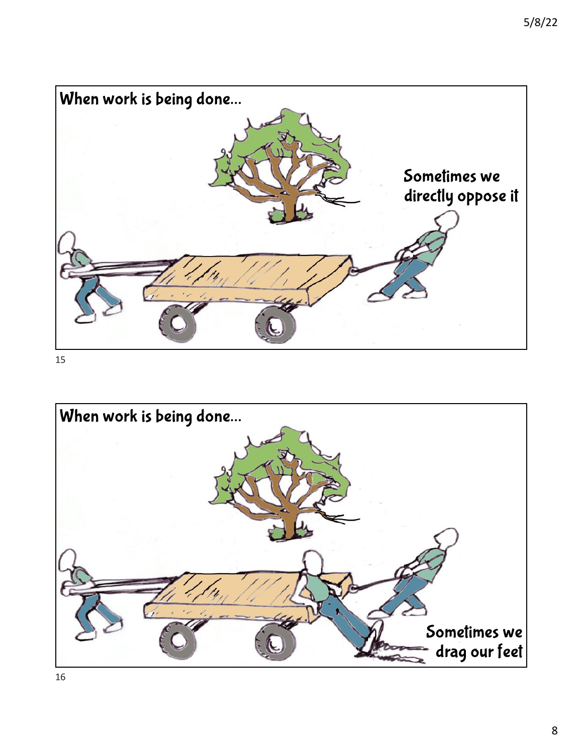When work is being done…

Sometimes we directly oppose it

When work is being done…

Sometimes we drag our feet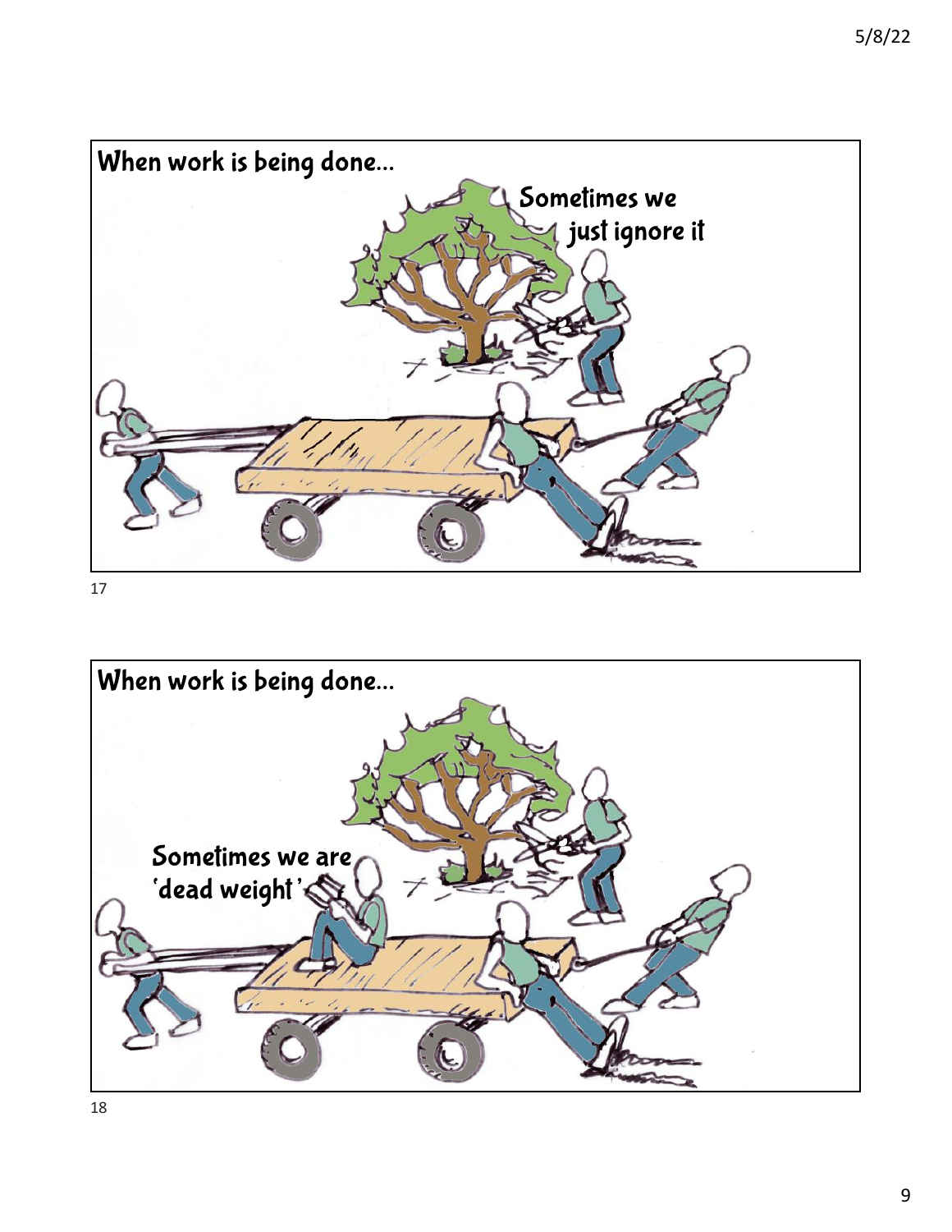When work is being done…

Sometimes we just ignore it

When work is being done…

Sometimes we are 'dead weight'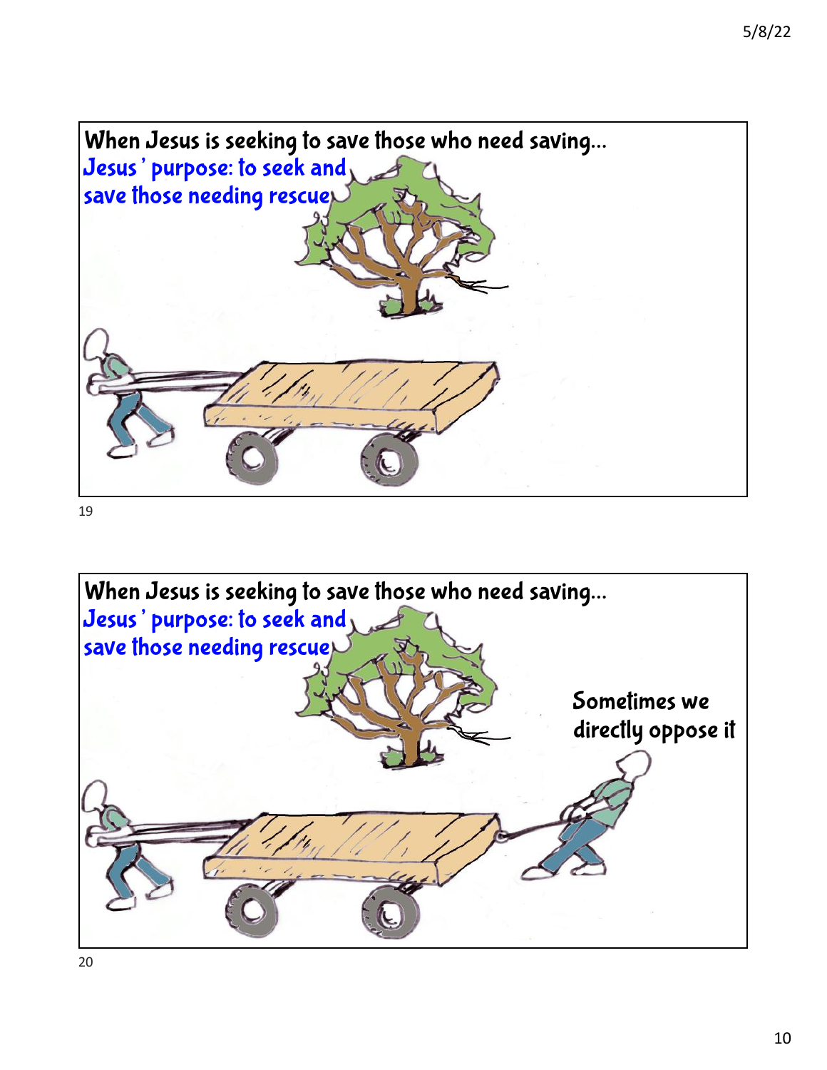When Jesus is seeking to save those who need saving…

Jesus' purpose: to seek and save those needing rescue

When Jesus is seeking to save those who need saving…

Jesus' purpose: to seek and save those needing rescue

Sometimes we directly oppose it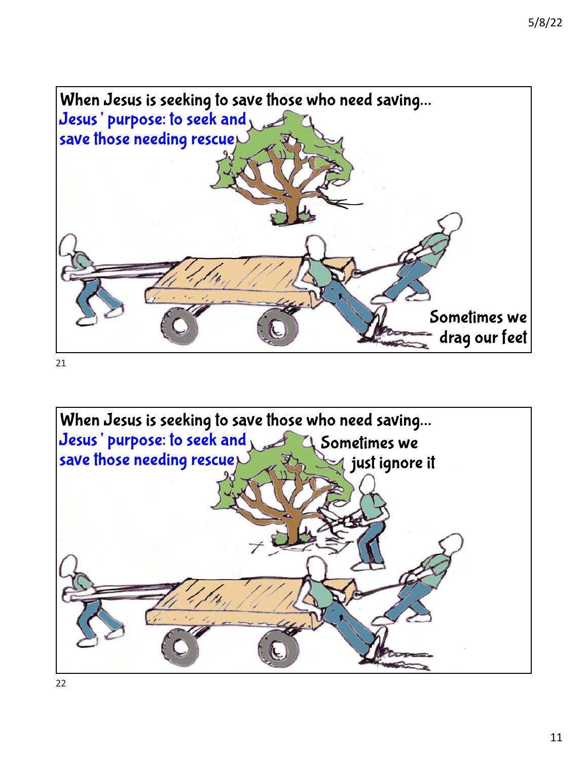When Jesus is seeking to save those who need saving…

Jesus' purpose: to seek and save those needing rescue

Sometimes we drag our feet

When Jesus is seeking to save those who need saving…

Jesus' purpose: to seek and save those needing rescue

Sometimes we just ignore it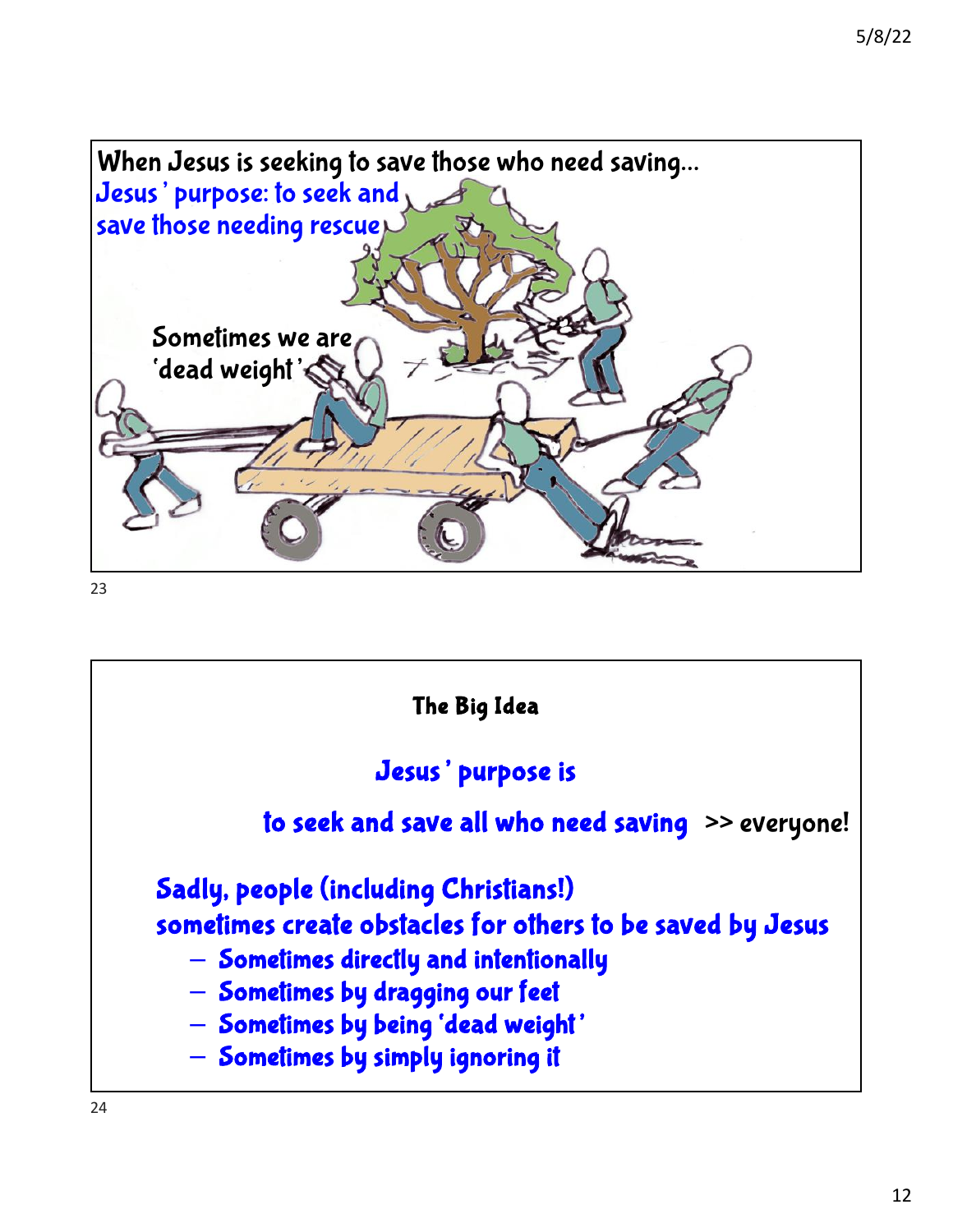When Jesus is seeking to save those who need saving…

Jesus' purpose: to seek and save those needing rescue

Sometimes we are 'dead weight'

---

### The Big Idea

**Jesus' purpose is**

**to seek and save all who need saving** >> everyone!

**Sadly, people (including Christians!) sometimes create obstacles for others to be saved by Jesus**

- Sometimes directly and intentionally
- Sometimes by dragging our feet
- Sometimes by being 'dead weight'
- Sometimes by simply ignoring it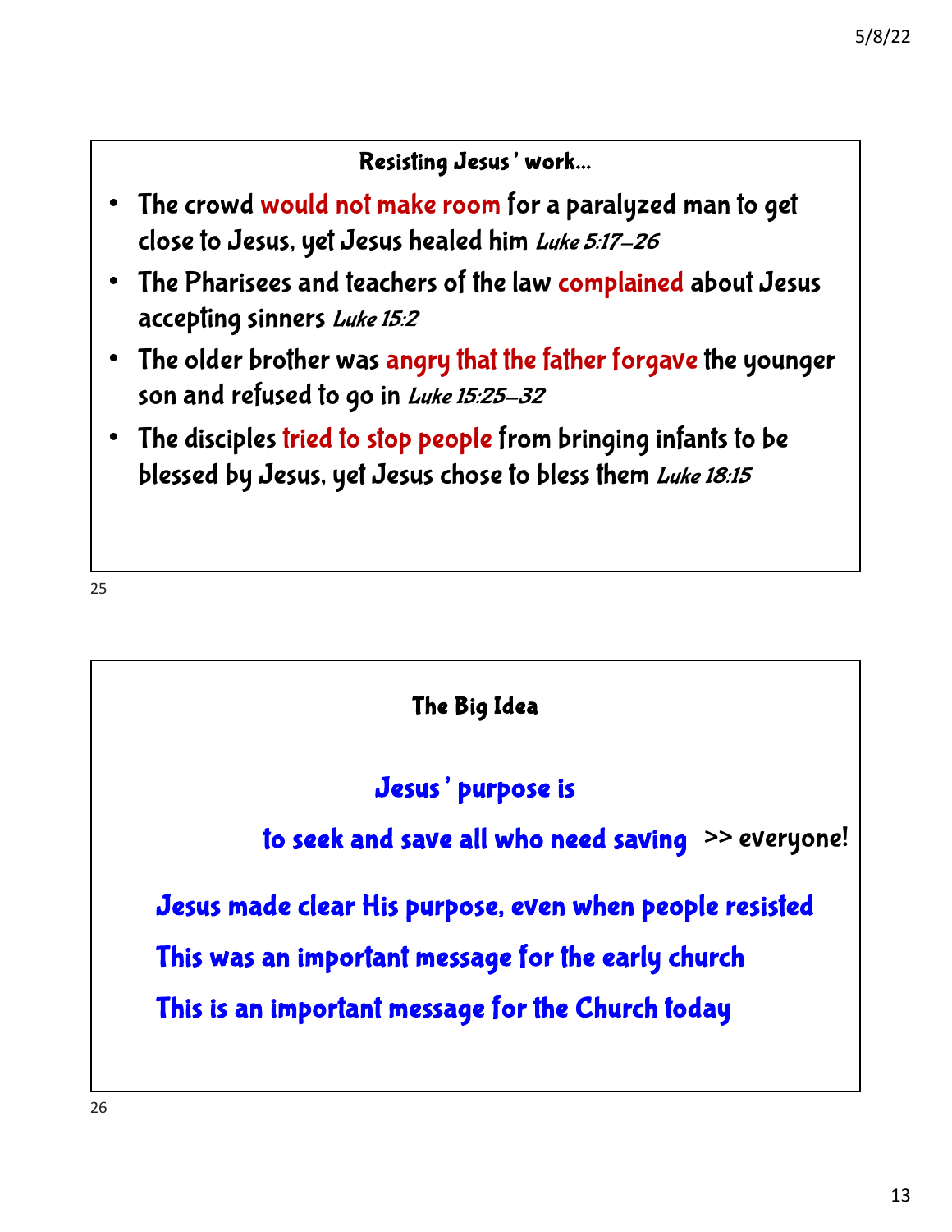## Resisting Jesus' work…

- The crowd would not make room for a paralyzed man to get close to Jesus, yet Jesus healed him *Luke 5:17–26*
- The Pharisees and teachers of the law complained about Jesus accepting sinners *Luke 15:2*
- The older brother was angry that the father forgave the younger son and refused to go in *Luke 15:25–32*
- The disciples tried to stop people from bringing infants to be blessed by Jesus, yet Jesus chose to bless them *Luke 18:15*

## The Big Idea

Jesus' purpose is

to seek and save all who need saving >> everyone!

Jesus made clear His purpose, even when people resisted

This was an important message for the early church

This is an important message for the Church today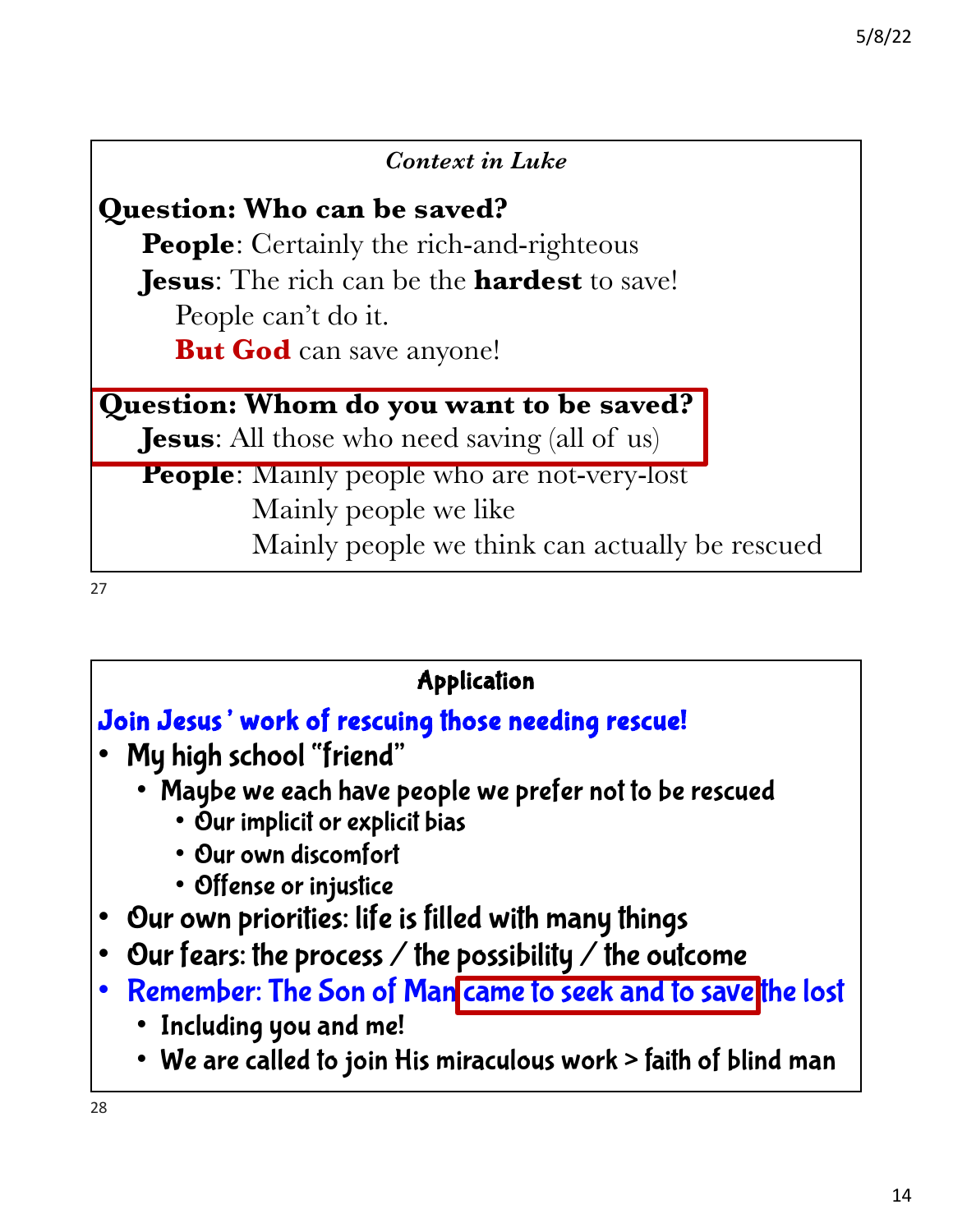*Context in Luke*

**Question: Who can be saved?**

**People**: Certainly the rich-and-righteous

**Jesus**: The rich can be the **hardest** to save!

People can't do it.

**But God** can save anyone!

**Question: Whom do you want to be saved?**

**Jesus**: All those who need saving (all of us)

**People**: Mainly people who are not-very-lost

Mainly people we like

Mainly people we think can actually be rescued

27

## Application

**Join Jesus' work of rescuing those needing rescue!**

- My high school "friend"
  - Maybe we each have people we prefer not to be rescued
    - Our implicit or explicit bias
    - Our own discomfort
    - Offense or injustice
- Our own priorities: life is filled with many things
- Our fears: the process / the possibility / the outcome
- Remember: The Son of Man came to seek and to save the lost
  - Including you and me!
  - We are called to join His miraculous work > faith of blind man

28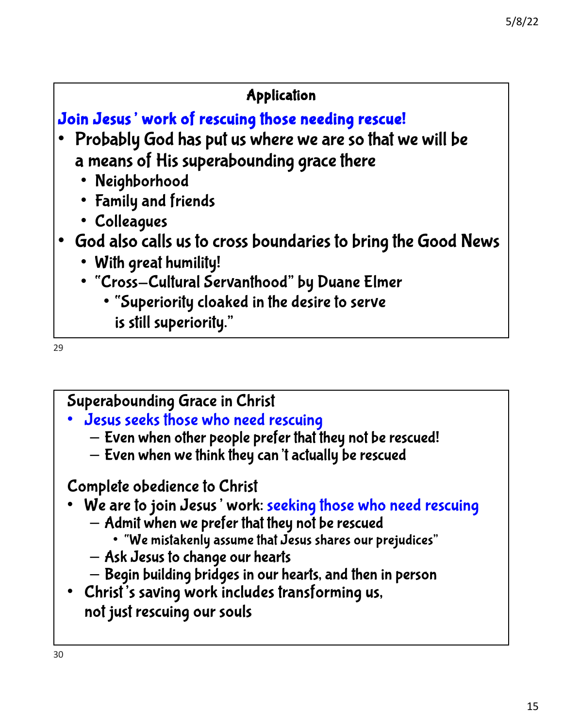## Application

**Join Jesus' work of rescuing those needing rescue!**

- Probably God has put us where we are so that we will be a means of His superabounding grace there
  - Neighborhood
  - Family and friends
  - Colleagues
- God also calls us to cross boundaries to bring the Good News
  - With great humility!
  - "Cross-Cultural Servanthood" by Duane Elmer
    - "Superiority cloaked in the desire to serve is still superiority."

## Superabounding Grace in Christ

- **Jesus seeks those who need rescuing**
  - Even when other people prefer that they not be rescued!
  - Even when we think they can't actually be rescued

## Complete obedience to Christ

- We are to join Jesus' work: **seeking those who need rescuing**
  - Admit when we prefer that they not be rescued
    - "We mistakenly assume that Jesus shares our prejudices"
  - Ask Jesus to change our hearts
  - Begin building bridges in our hearts, and then in person
- Christ's saving work includes transforming us, not just rescuing our souls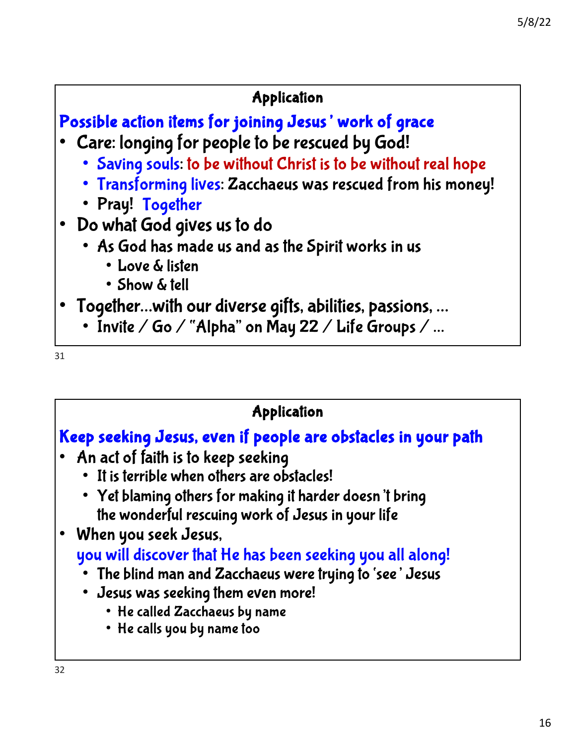## Application

**Possible action items for joining Jesus' work of grace**

- Care: longing for people to be rescued by God!
  - Saving souls: to be without Christ is to be without real hope
  - Transforming lives: Zacchaeus was rescued from his money!
  - Pray! Together
- Do what God gives us to do
  - As God has made us and as the Spirit works in us
    - Love & listen
    - Show & tell
- Together…with our diverse gifts, abilities, passions, …
  - Invite / Go / "Alpha" on May 22 / Life Groups / …

## Application

**Keep seeking Jesus, even if people are obstacles in your path**

- An act of faith is to keep seeking
  - It is terrible when others are obstacles!
  - Yet blaming others for making it harder doesn't bring the wonderful rescuing work of Jesus in your life
- When you seek Jesus,
  you will discover that He has been seeking you all along!
  - The blind man and Zacchaeus were trying to 'see' Jesus
  - Jesus was seeking them even more!
    - He called Zacchaeus by name
    - He calls you by name too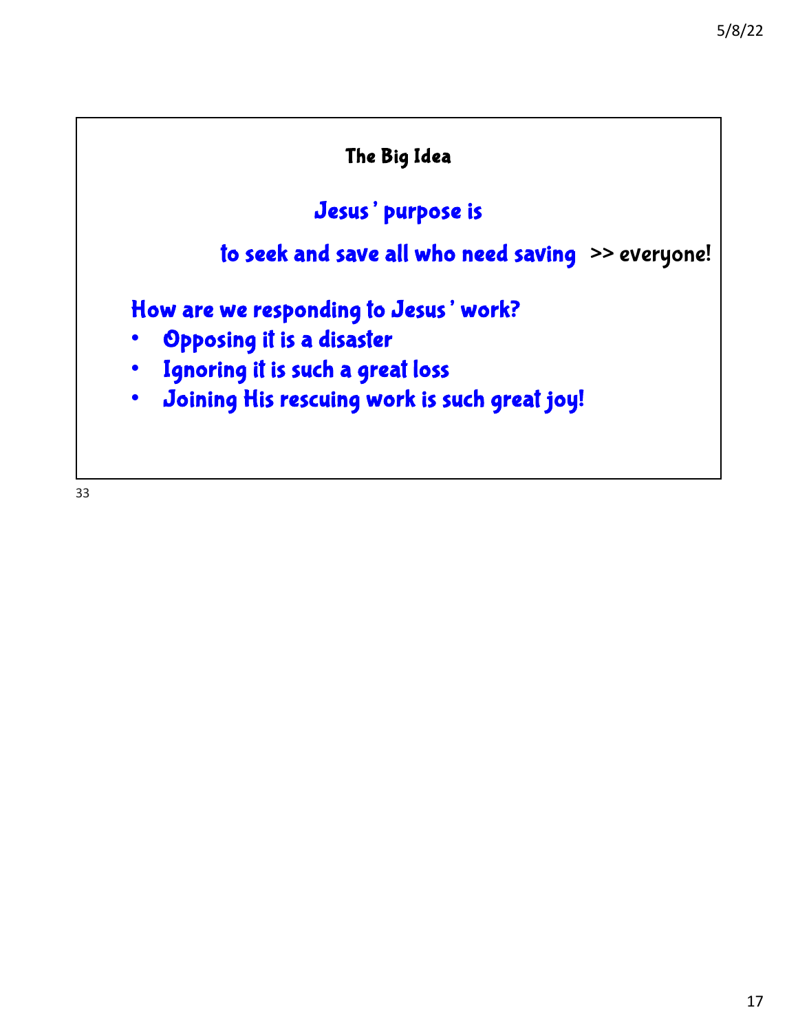## The Big Idea

**Jesus' purpose is**

**to seek and save all who need saving** >> everyone!

**How are we responding to Jesus' work?**

- Opposing it is a disaster
- Ignoring it is such a great loss
- Joining His rescuing work is such great joy!